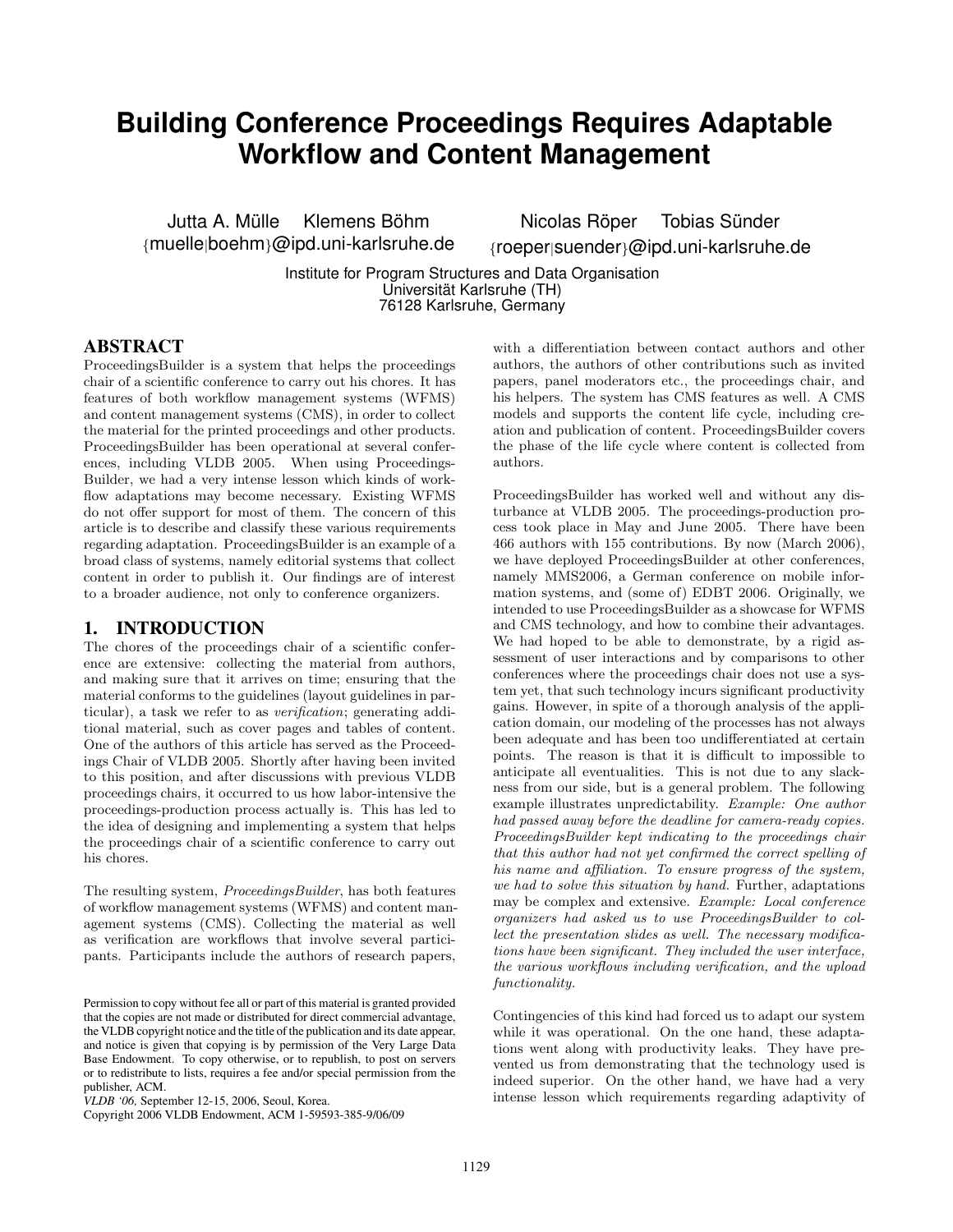# Building Conference Proceedings Requires Adaptable Workflow and Content Management

Jutta A. Mülle Klemens Böhm
{muelle|boehm}@ipd.uni-karlsruhe.de

Nicolas Röper Tobias Sünder
{roeper|suender}@ipd.uni-karlsruhe.de

Institute for Program Structures and Data Organisation
Universität Karlsruhe (TH)
76128 Karlsruhe, Germany

## ABSTRACT

ProceedingsBuilder is a system that helps the proceedings chair of a scientific conference to carry out his chores. It has features of both workflow management systems (WFMS) and content management systems (CMS), in order to collect the material for the printed proceedings and other products. ProceedingsBuilder has been operational at several conferences, including VLDB 2005. When using ProceedingsBuilder, we had a very intense lesson which kinds of workflow adaptations may become necessary. Existing WFMS do not offer support for most of them. The concern of this article is to describe and classify these various requirements regarding adaptation. ProceedingsBuilder is an example of a broad class of systems, namely editorial systems that collect content in order to publish it. Our findings are of interest to a broader audience, not only to conference organizers.

## 1. INTRODUCTION

The chores of the proceedings chair of a scientific conference are extensive: collecting the material from authors, and making sure that it arrives on time; ensuring that the material conforms to the guidelines (layout guidelines in particular), a task we refer to as *verification*; generating additional material, such as cover pages and tables of content. One of the authors of this article has served as the Proceedings Chair of VLDB 2005. Shortly after having been invited to this position, and after discussions with previous VLDB proceedings chairs, it occurred to us how labor-intensive the proceedings-production process actually is. This has led to the idea of designing and implementing a system that helps the proceedings chair of a scientific conference to carry out his chores.

The resulting system, *ProceedingsBuilder*, has both features of workflow management systems (WFMS) and content management systems (CMS). Collecting the material as well as verification are workflows that involve several participants. Participants include the authors of research papers, with a differentiation between contact authors and other authors, the authors of other contributions such as invited papers, panel moderators etc., the proceedings chair, and his helpers. The system has CMS features as well. A CMS models and supports the content life cycle, including creation and publication of content. ProceedingsBuilder covers the phase of the life cycle where content is collected from authors.

ProceedingsBuilder has worked well and without any disturbance at VLDB 2005. The proceedings-production process took place in May and June 2005. There have been 466 authors with 155 contributions. By now (March 2006), we have deployed ProceedingsBuilder at other conferences, namely MMS2006, a German conference on mobile information systems, and (some of) EDBT 2006. Originally, we intended to use ProceedingsBuilder as a showcase for WFMS and CMS technology, and how to combine their advantages. We had hoped to be able to demonstrate, by a rigid assessment of user interactions and by comparisons to other conferences where the proceedings chair does not use a system yet, that such technology incurs significant productivity gains. However, in spite of a thorough analysis of the application domain, our modeling of the processes has not always been adequate and has been too undifferentiated at certain points. The reason is that it is difficult to impossible to anticipate all eventualities. This is not due to any slackness from our side, but is a general problem. The following example illustrates unpredictability. *Example: One author had passed away before the deadline for camera-ready copies. ProceedingsBuilder kept indicating to the proceedings chair that this author had not yet confirmed the correct spelling of his name and affiliation. To ensure progress of the system, we had to solve this situation by hand.* Further, adaptations may be complex and extensive. *Example: Local conference organizers had asked us to use ProceedingsBuilder to collect the presentation slides as well. The necessary modifications have been significant. They included the user interface, the various workflows including verification, and the upload functionality.*

Contingencies of this kind had forced us to adapt our system while it was operational. On the one hand, these adaptations went along with productivity leaks. They have prevented us from demonstrating that the technology used is indeed superior. On the other hand, we have had a very intense lesson which requirements regarding adaptivity of

Permission to copy without fee all or part of this material is granted provided that the copies are not made or distributed for direct commercial advantage, the VLDB copyright notice and the title of the publication and its date appear, and notice is given that copying is by permission of the Very Large Data Base Endowment. To copy otherwise, or to republish, to post on servers or to redistribute to lists, requires a fee and/or special permission from the publisher, ACM.
*VLDB '06*, September 12-15, 2006, Seoul, Korea.
Copyright 2006 VLDB Endowment, ACM 1-59593-385-9/06/09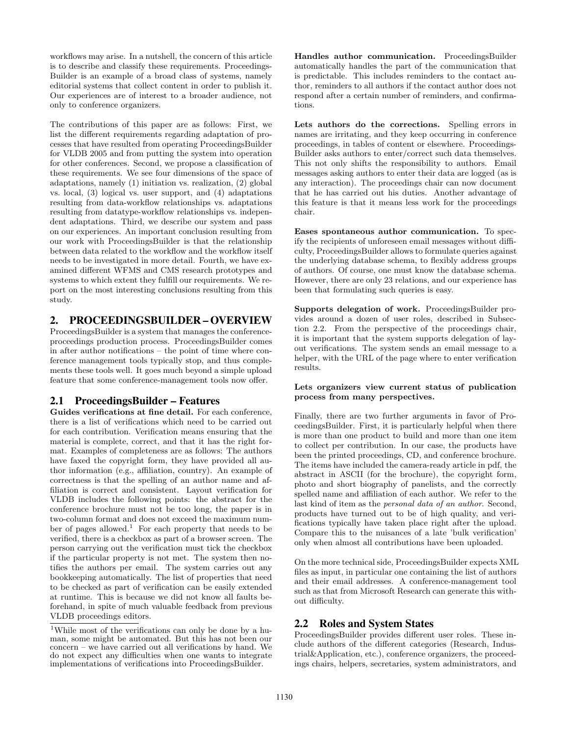workflows may arise. In a nutshell, the concern of this article is to describe and classify these requirements. ProceedingsBuilder is an example of a broad class of systems, namely editorial systems that collect content in order to publish it. Our experiences are of interest to a broader audience, not only to conference organizers.

The contributions of this paper are as follows: First, we list the different requirements regarding adaptation of processes that have resulted from operating ProceedingsBuilder for VLDB 2005 and from putting the system into operation for other conferences. Second, we propose a classification of these requirements. We see four dimensions of the space of adaptations, namely (1) initiation vs. realization, (2) global vs. local, (3) logical vs. user support, and (4) adaptations resulting from data-workflow relationships vs. adaptations resulting from datatype-workflow relationships vs. independent adaptations. Third, we describe our system and pass on our experiences. An important conclusion resulting from our work with ProceedingsBuilder is that the relationship between data related to the workflow and the workflow itself needs to be investigated in more detail. Fourth, we have examined different WFMS and CMS research prototypes and systems to which extent they fulfill our requirements. We report on the most interesting conclusions resulting from this study.

## 2. PROCEEDINGSBUILDER – OVERVIEW

ProceedingsBuilder is a system that manages the conference-proceedings production process. ProceedingsBuilder comes in after author notifications – the point of time where conference management tools typically stop, and thus complements these tools well. It goes much beyond a simple upload feature that some conference-management tools now offer.

### 2.1 ProceedingsBuilder – Features

**Guides verifications at fine detail.** For each conference, there is a list of verifications which need to be carried out for each contribution. Verification means ensuring that the material is complete, correct, and that it has the right format. Examples of completeness are as follows: The authors have faxed the copyright form, they have provided all author information (e.g., affiliation, country). An example of correctness is that the spelling of an author name and affiliation is correct and consistent. Layout verification for VLDB includes the following points: the abstract for the conference brochure must not be too long, the paper is in two-column format and does not exceed the maximum number of pages allowed.[1] For each property that needs to be verified, there is a checkbox as part of a browser screen. The person carrying out the verification must tick the checkbox if the particular property is not met. The system then notifies the authors per email. The system carries out any bookkeeping automatically. The list of properties that need to be checked as part of verification can be easily extended at runtime. This is because we did not know all faults beforehand, in spite of much valuable feedback from previous VLDB proceedings editors.

[1]While most of the verifications can only be done by a human, some might be automated. But this has not been our concern – we have carried out all verifications by hand. We do not expect any difficulties when one wants to integrate implementations of verifications into ProceedingsBuilder.

**Handles author communication.** ProceedingsBuilder automatically handles the part of the communication that is predictable. This includes reminders to the contact author, reminders to all authors if the contact author does not respond after a certain number of reminders, and confirmations.

**Lets authors do the corrections.** Spelling errors in names are irritating, and they keep occurring in conference proceedings, in tables of content or elsewhere. ProceedingsBuilder asks authors to enter/correct such data themselves. This not only shifts the responsibility to authors. Email messages asking authors to enter their data are logged (as is any interaction). The proceedings chair can now document that he has carried out his duties. Another advantage of this feature is that it means less work for the proceedings chair.

**Eases spontaneous author communication.** To specify the recipients of unforeseen email messages without difficulty, ProceedingsBuilder allows to formulate queries against the underlying database schema, to flexibly address groups of authors. Of course, one must know the database schema. However, there are only 23 relations, and our experience has been that formulating such queries is easy.

**Supports delegation of work.** ProceedingsBuilder provides around a dozen of user roles, described in Subsection 2.2. From the perspective of the proceedings chair, it is important that the system supports delegation of layout verifications. The system sends an email message to a helper, with the URL of the page where to enter verification results.

**Lets organizers view current status of publication process from many perspectives.**

Finally, there are two further arguments in favor of ProceedingsBuilder. First, it is particularly helpful when there is more than one product to build and more than one item to collect per contribution. In our case, the products have been the printed proceedings, CD, and conference brochure. The items have included the camera-ready article in pdf, the abstract in ASCII (for the brochure), the copyright form, photo and short biography of panelists, and the correctly spelled name and affiliation of each author. We refer to the last kind of item as the *personal data of an author*. Second, products have turned out to be of high quality, and verifications typically have taken place right after the upload. Compare this to the nuisances of a late 'bulk verification' only when almost all contributions have been uploaded.

On the more technical side, ProceedingsBuilder expects XML files as input, in particular one containing the list of authors and their email addresses. A conference-management tool such as that from Microsoft Research can generate this without difficulty.

### 2.2 Roles and System States

ProceedingsBuilder provides different user roles. These include authors of the different categories (Research, Industrial&Application, etc.), conference organizers, the proceedings chairs, helpers, secretaries, system administrators, and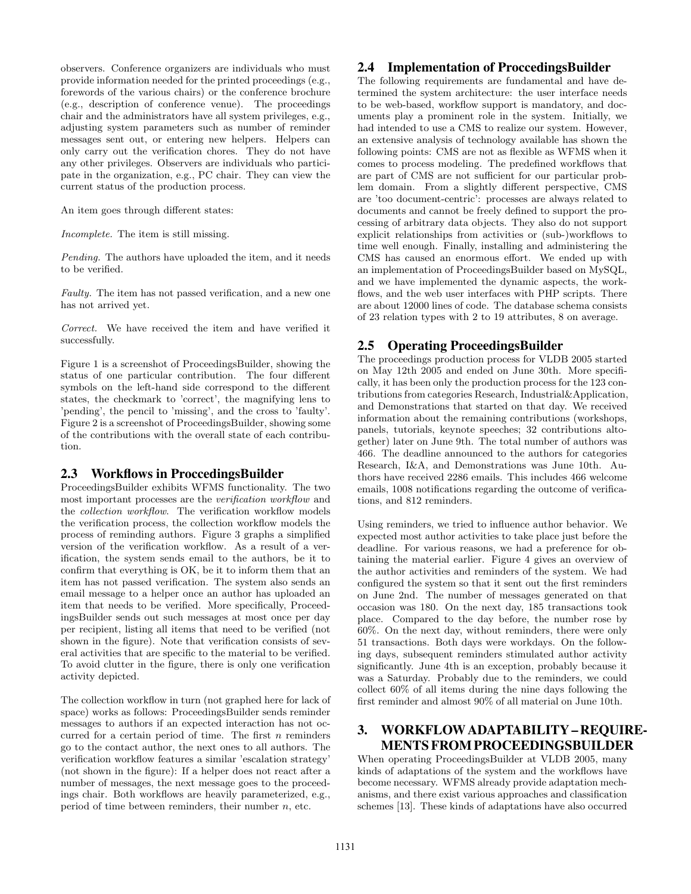observers. Conference organizers are individuals who must provide information needed for the printed proceedings (e.g., forewords of the various chairs) or the conference brochure (e.g., description of conference venue). The proceedings chair and the administrators have all system privileges, e.g., adjusting system parameters such as number of reminder messages sent out, or entering new helpers. Helpers can only carry out the verification chores. They do not have any other privileges. Observers are individuals who participate in the organization, e.g., PC chair. They can view the current status of the production process.

An item goes through different states:

*Incomplete.* The item is still missing.

*Pending.* The authors have uploaded the item, and it needs to be verified.

*Faulty.* The item has not passed verification, and a new one has not arrived yet.

*Correct.* We have received the item and have verified it successfully.

Figure 1 is a screenshot of ProceedingsBuilder, showing the status of one particular contribution. The four different symbols on the left-hand side correspond to the different states, the checkmark to 'correct', the magnifying lens to 'pending', the pencil to 'missing', and the cross to 'faulty'. Figure 2 is a screenshot of ProceedingsBuilder, showing some of the contributions with the overall state of each contribution.

## 2.3 Workflows in ProccedingsBuilder

ProceedingsBuilder exhibits WFMS functionality. The two most important processes are the *verification workflow* and the *collection workflow*. The verification workflow models the verification process, the collection workflow models the process of reminding authors. Figure 3 graphs a simplified version of the verification workflow. As a result of a verification, the system sends email to the authors, be it to confirm that everything is OK, be it to inform them that an item has not passed verification. The system also sends an email message to a helper once an author has uploaded an item that needs to be verified. More specifically, ProceedingsBuilder sends out such messages at most once per day per recipient, listing all items that need to be verified (not shown in the figure). Note that verification consists of several activities that are specific to the material to be verified. To avoid clutter in the figure, there is only one verification activity depicted.

The collection workflow in turn (not graphed here for lack of space) works as follows: ProceedingsBuilder sends reminder messages to authors if an expected interaction has not occurred for a certain period of time. The first $n$ reminders go to the contact author, the next ones to all authors. The verification workflow features a similar 'escalation strategy' (not shown in the figure): If a helper does not react after a number of messages, the next message goes to the proceedings chair. Both workflows are heavily parameterized, e.g., period of time between reminders, their number $n$, etc.

## 2.4 Implementation of ProccedingsBuilder

The following requirements are fundamental and have determined the system architecture: the user interface needs to be web-based, workflow support is mandatory, and documents play a prominent role in the system. Initially, we had intended to use a CMS to realize our system. However, an extensive analysis of technology available has shown the following points: CMS are not as flexible as WFMS when it comes to process modeling. The predefined workflows that are part of CMS are not sufficient for our particular problem domain. From a slightly different perspective, CMS are 'too document-centric': processes are always related to documents and cannot be freely defined to support the processing of arbitrary data objects. They also do not support explicit relationships from activities or (sub-)workflows to time well enough. Finally, installing and administering the CMS has caused an enormous effort. We ended up with an implementation of ProceedingsBuilder based on MySQL, and we have implemented the dynamic aspects, the workflows, and the web user interfaces with PHP scripts. There are about 12000 lines of code. The database schema consists of 23 relation types with 2 to 19 attributes, 8 on average.

## 2.5 Operating ProceedingsBuilder

The proceedings production process for VLDB 2005 started on May 12th 2005 and ended on June 30th. More specifically, it has been only the production process for the 123 contributions from categories Research, Industrial&Application, and Demonstrations that started on that day. We received information about the remaining contributions (workshops, panels, tutorials, keynote speeches; 32 contributions altogether) later on June 9th. The total number of authors was 466. The deadline announced to the authors for categories Research, I&A, and Demonstrations was June 10th. Authors have received 2286 emails. This includes 466 welcome emails, 1008 notifications regarding the outcome of verifications, and 812 reminders.

Using reminders, we tried to influence author behavior. We expected most author activities to take place just before the deadline. For various reasons, we had a preference for obtaining the material earlier. Figure 4 gives an overview of the author activities and reminders of the system. We had configured the system so that it sent out the first reminders on June 2nd. The number of messages generated on that occasion was 180. On the next day, 185 transactions took place. Compared to the day before, the number rose by 60%. On the next day, without reminders, there were only 51 transactions. Both days were workdays. On the following days, subsequent reminders stimulated author activity significantly. June 4th is an exception, probably because it was a Saturday. Probably due to the reminders, we could collect 60% of all items during the nine days following the first reminder and almost 90% of all material on June 10th.

# 3. WORKFLOW ADAPTABILITY – REQUIREMENTS FROM PROCEEDINGSBUILDER

When operating ProceedingsBuilder at VLDB 2005, many kinds of adaptations of the system and the workflows have become necessary. WFMS already provide adaptation mechanisms, and there exist various approaches and classification schemes [13]. These kinds of adaptations have also occurred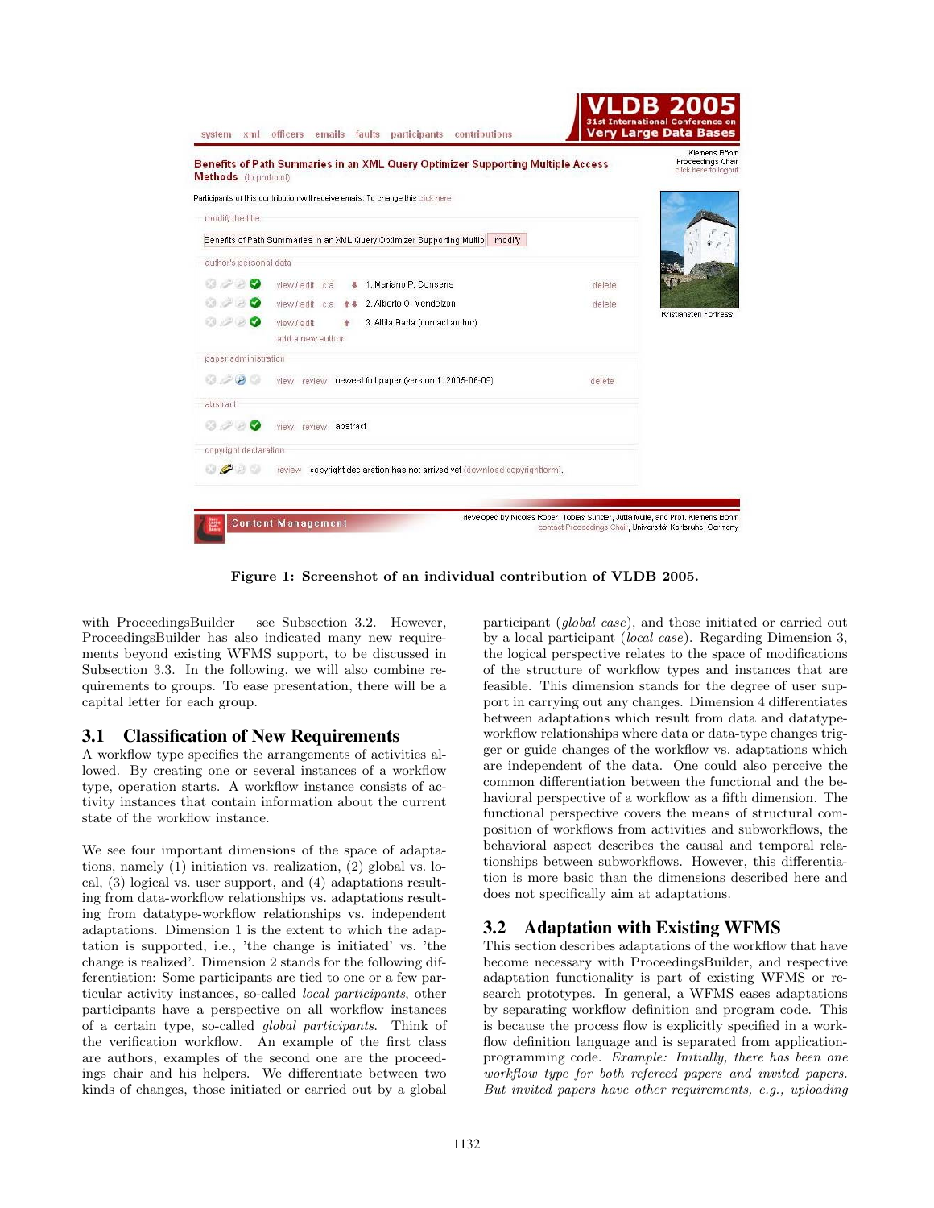Figure 1: Screenshot of an individual contribution of VLDB 2005.

with ProceedingsBuilder – see Subsection 3.2. However, ProceedingsBuilder has also indicated many new requirements beyond existing WFMS support, to be discussed in Subsection 3.3. In the following, we will also combine requirements to groups. To ease presentation, there will be a capital letter for each group.

## 3.1 Classification of New Requirements

A workflow type specifies the arrangements of activities allowed. By creating one or several instances of a workflow type, operation starts. A workflow instance consists of activity instances that contain information about the current state of the workflow instance.

We see four important dimensions of the space of adaptations, namely (1) initiation vs. realization, (2) global vs. local, (3) logical vs. user support, and (4) adaptations resulting from data-workflow relationships vs. adaptations resulting from datatype-workflow relationships vs. independent adaptations. Dimension 1 is the extent to which the adaptation is supported, i.e., 'the change is initiated' vs. 'the change is realized'. Dimension 2 stands for the following differentiation: Some participants are tied to one or a few particular activity instances, so-called *local participants*, other participants have a perspective on all workflow instances of a certain type, so-called *global participants*. Think of the verification workflow. An example of the first class are authors, examples of the second one are the proceedings chair and his helpers. We differentiate between two kinds of changes, those initiated or carried out by a global participant (*global case*), and those initiated or carried out by a local participant (*local case*). Regarding Dimension 3, the logical perspective relates to the space of modifications of the structure of workflow types and instances that are feasible. This dimension stands for the degree of user support in carrying out any changes. Dimension 4 differentiates between adaptations which result from data and datatype-workflow relationships where data or data-type changes trigger or guide changes of the workflow vs. adaptations which are independent of the data. One could also perceive the common differentiation between the functional and the behavioral perspective of a workflow as a fifth dimension. The functional perspective covers the means of structural composition of workflows from activities and subworkflows, the behavioral aspect describes the causal and temporal relationships between subworkflows. However, this differentiation is more basic than the dimensions described here and does not specifically aim at adaptations.

## 3.2 Adaptation with Existing WFMS

This section describes adaptations of the workflow that have become necessary with ProceedingsBuilder, and respective adaptation functionality is part of existing WFMS or research prototypes. In general, a WFMS eases adaptations by separating workflow definition and program code. This is because the process flow is explicitly specified in a workflow definition language and is separated from application-programming code. *Example: Initially, there has been one workflow type for both refereed papers and invited papers. But invited papers have other requirements, e.g., uploading*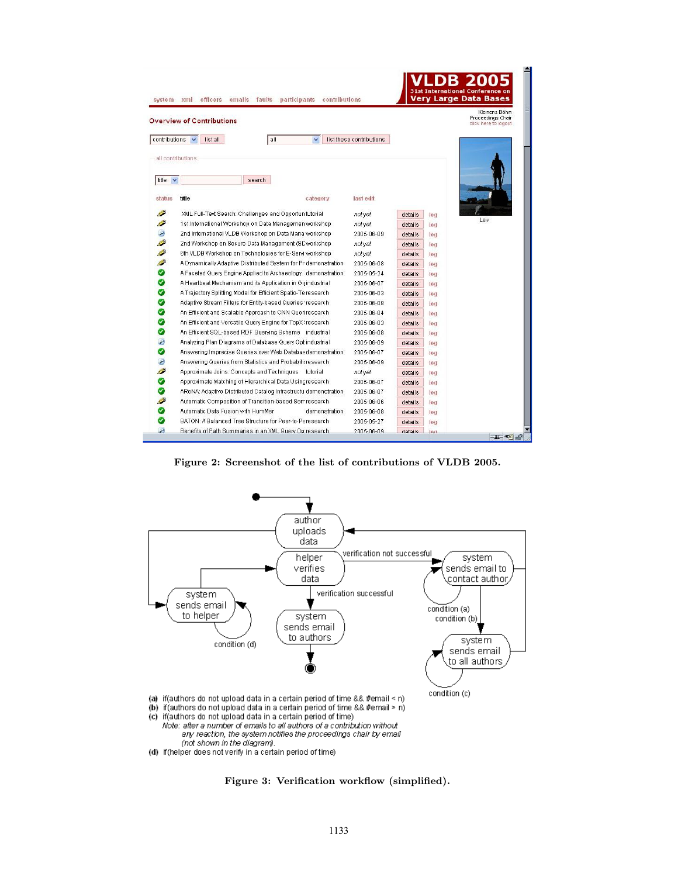Figure 2: Screenshot of the list of contributions of VLDB 2005.

(a) if(authors do not upload data in a certain period of time && #email < n)
(b) if(authors do not upload data in a certain period of time && #email > n)
(c) if(authors do not upload data in a certain period of time)
*Note: after a number of emails to all authors of a contribution without any reaction, the system notifies the proceedings chair by email (not shown in the diagram).*
(d) if(helper does not verify in a certain period of time)

Figure 3: Verification workflow (simplified).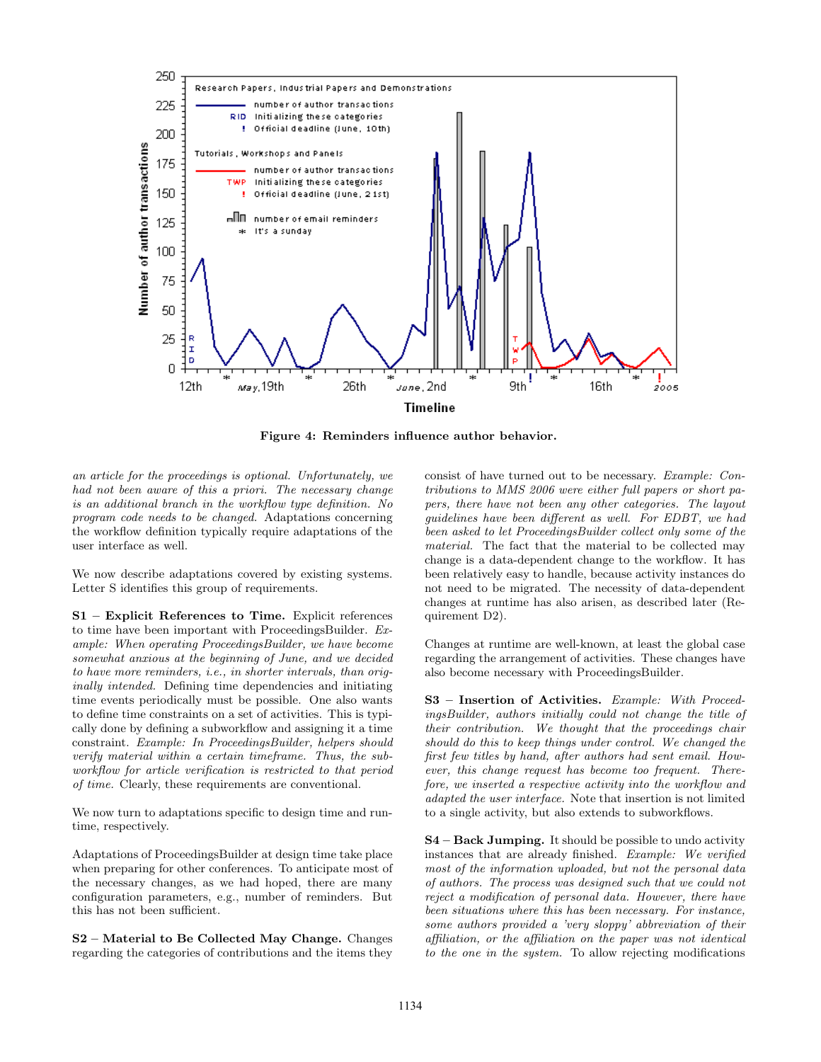Figure 4: Reminders influence author behavior.

*an article for the proceedings is optional. Unfortunately, we had not been aware of this a priori. The necessary change is an additional branch in the workflow type definition. No program code needs to be changed.* Adaptations concerning the workflow definition typically require adaptations of the user interface as well.

We now describe adaptations covered by existing systems. Letter S identifies this group of requirements.

**S1 – Explicit References to Time.** Explicit references to time have been important with ProceedingsBuilder. *Example: When operating ProceedingsBuilder, we have become somewhat anxious at the beginning of June, and we decided to have more reminders, i.e., in shorter intervals, than originally intended.* Defining time dependencies and initiating time events periodically must be possible. One also wants to define time constraints on a set of activities. This is typically done by defining a subworkflow and assigning it a time constraint. *Example: In ProceedingsBuilder, helpers should verify material within a certain timeframe. Thus, the subworkflow for article verification is restricted to that period of time.* Clearly, these requirements are conventional.

We now turn to adaptations specific to design time and runtime, respectively.

Adaptations of ProceedingsBuilder at design time take place when preparing for other conferences. To anticipate most of the necessary changes, as we had hoped, there are many configuration parameters, e.g., number of reminders. But this has not been sufficient.

**S2 – Material to Be Collected May Change.** Changes regarding the categories of contributions and the items they consist of have turned out to be necessary. *Example: Contributions to MMS 2006 were either full papers or short papers, there have not been any other categories. The layout guidelines have been different as well. For EDBT, we had been asked to let ProceedingsBuilder collect only some of the material.* The fact that the material to be collected may change is a data-dependent change to the workflow. It has been relatively easy to handle, because activity instances do not need to be migrated. The necessity of data-dependent changes at runtime has also arisen, as described later (Requirement D2).

Changes at runtime are well-known, at least the global case regarding the arrangement of activities. These changes have also become necessary with ProceedingsBuilder.

**S3 – Insertion of Activities.** *Example: With ProceedingsBuilder, authors initially could not change the title of their contribution. We thought that the proceedings chair should do this to keep things under control. We changed the first few titles by hand, after authors had sent email. However, this change request has become too frequent. Therefore, we inserted a respective activity into the workflow and adapted the user interface.* Note that insertion is not limited to a single activity, but also extends to subworkflows.

**S4 – Back Jumping.** It should be possible to undo activity instances that are already finished. *Example: We verified most of the information uploaded, but not the personal data of authors. The process was designed such that we could not reject a modification of personal data. However, there have been situations where this has been necessary. For instance, some authors provided a 'very sloppy' abbreviation of their affiliation, or the affiliation on the paper was not identical to the one in the system.* To allow rejecting modifications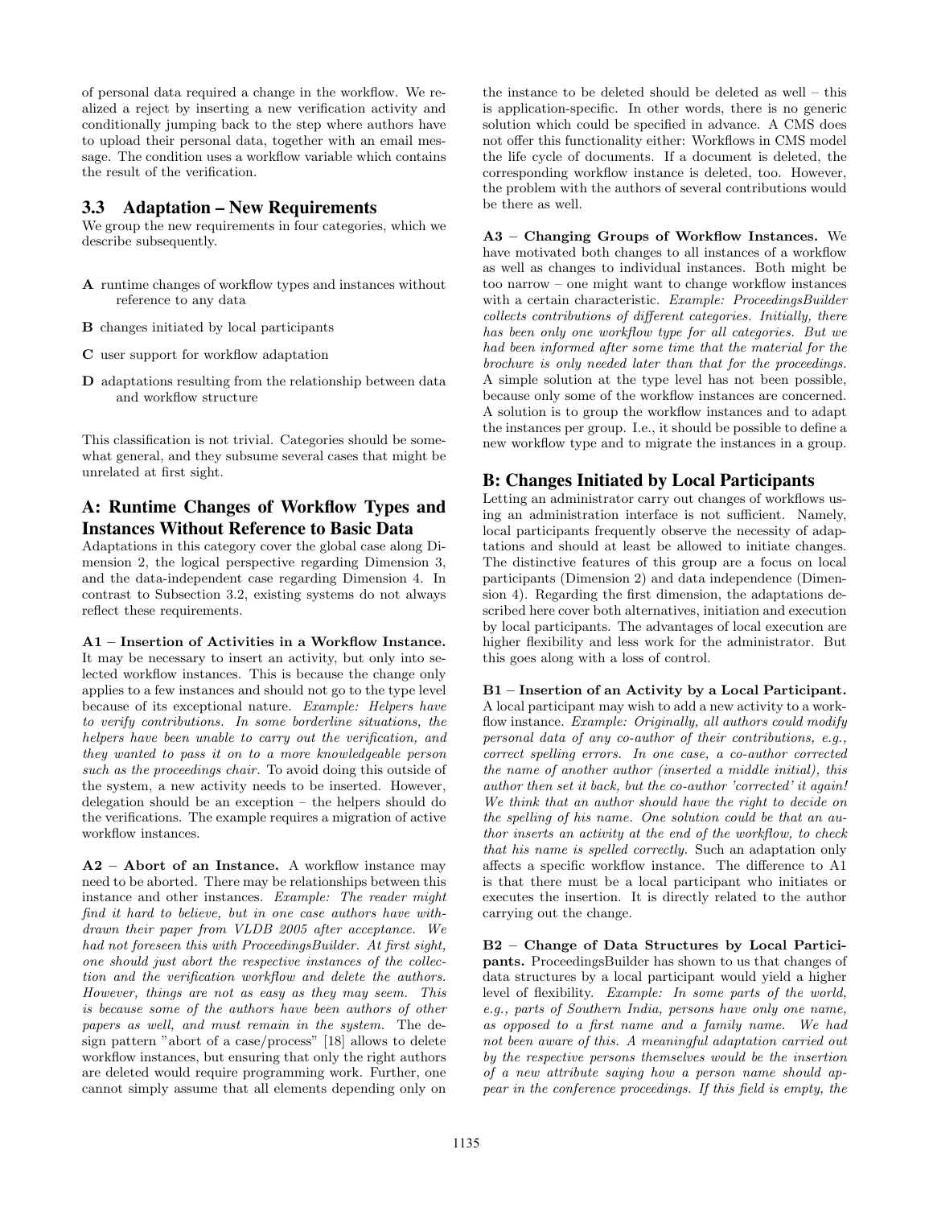of personal data required a change in the workflow. We realized a reject by inserting a new verification activity and conditionally jumping back to the step where authors have to upload their personal data, together with an email message. The condition uses a workflow variable which contains the result of the verification.

## 3.3 Adaptation – New Requirements

We group the new requirements in four categories, which we describe subsequently.

- **A** runtime changes of workflow types and instances without reference to any data
- **B** changes initiated by local participants
- **C** user support for workflow adaptation
- **D** adaptations resulting from the relationship between data and workflow structure

This classification is not trivial. Categories should be somewhat general, and they subsume several cases that might be unrelated at first sight.

### A: Runtime Changes of Workflow Types and Instances Without Reference to Basic Data

Adaptations in this category cover the global case along Dimension 2, the logical perspective regarding Dimension 3, and the data-independent case regarding Dimension 4. In contrast to Subsection 3.2, existing systems do not always reflect these requirements.

**A1 – Insertion of Activities in a Workflow Instance.** It may be necessary to insert an activity, but only into selected workflow instances. This is because the change only applies to a few instances and should not go to the type level because of its exceptional nature. *Example: Helpers have to verify contributions. In some borderline situations, the helpers have been unable to carry out the verification, and they wanted to pass it on to a more knowledgeable person such as the proceedings chair.* To avoid doing this outside of the system, a new activity needs to be inserted. However, delegation should be an exception – the helpers should do the verifications. The example requires a migration of active workflow instances.

**A2 – Abort of an Instance.** A workflow instance may need to be aborted. There may be relationships between this instance and other instances. *Example: The reader might find it hard to believe, but in one case authors have withdrawn their paper from VLDB 2005 after acceptance. We had not foreseen this with ProceedingsBuilder. At first sight, one should just abort the respective instances of the collection and the verification workflow and delete the authors. However, things are not as easy as they may seem. This is because some of the authors have been authors of other papers as well, and must remain in the system.* The design pattern "abort of a case/process" [18] allows to delete workflow instances, but ensuring that only the right authors are deleted would require programming work. Further, one cannot simply assume that all elements depending only on the instance to be deleted should be deleted as well – this is application-specific. In other words, there is no generic solution which could be specified in advance. A CMS does not offer this functionality either: Workflows in CMS model the life cycle of documents. If a document is deleted, the corresponding workflow instance is deleted, too. However, the problem with the authors of several contributions would be there as well.

**A3 – Changing Groups of Workflow Instances.** We have motivated both changes to all instances of a workflow as well as changes to individual instances. Both might be too narrow – one might want to change workflow instances with a certain characteristic. *Example: ProceedingsBuilder collects contributions of different categories. Initially, there has been only one workflow type for all categories. But we had been informed after some time that the material for the brochure is only needed later than that for the proceedings.* A simple solution at the type level has not been possible, because only some of the workflow instances are concerned. A solution is to group the workflow instances and to adapt the instances per group. I.e., it should be possible to define a new workflow type and to migrate the instances in a group.

### B: Changes Initiated by Local Participants

Letting an administrator carry out changes of workflows using an administration interface is not sufficient. Namely, local participants frequently observe the necessity of adaptations and should at least be allowed to initiate changes. The distinctive features of this group are a focus on local participants (Dimension 2) and data independence (Dimension 4). Regarding the first dimension, the adaptations described here cover both alternatives, initiation and execution by local participants. The advantages of local execution are higher flexibility and less work for the administrator. But this goes along with a loss of control.

**B1 – Insertion of an Activity by a Local Participant.** A local participant may wish to add a new activity to a workflow instance. *Example: Originally, all authors could modify personal data of any co-author of their contributions, e.g., correct spelling errors. In one case, a co-author corrected the name of another author (inserted a middle initial), this author then set it back, but the co-author 'corrected' it again! We think that an author should have the right to decide on the spelling of his name. One solution could be that an author inserts an activity at the end of the workflow, to check that his name is spelled correctly.* Such an adaptation only affects a specific workflow instance. The difference to A1 is that there must be a local participant who initiates or executes the insertion. It is directly related to the author carrying out the change.

**B2 – Change of Data Structures by Local Participants.** ProceedingsBuilder has shown to us that changes of data structures by a local participant would yield a higher level of flexibility. *Example: In some parts of the world, e.g., parts of Southern India, persons have only one name, as opposed to a first name and a family name. We had not been aware of this. A meaningful adaptation carried out by the respective persons themselves would be the insertion of a new attribute saying how a person name should appear in the conference proceedings. If this field is empty, the*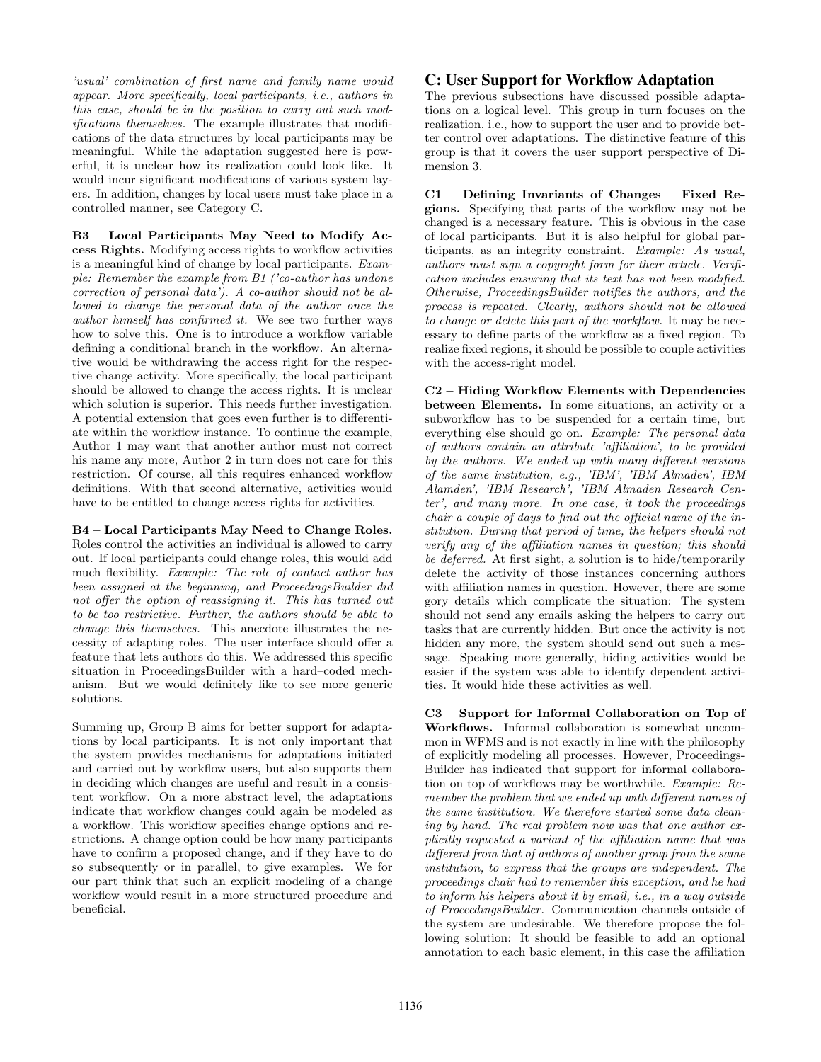*'usual' combination of first name and family name would appear. More specifically, local participants, i.e., authors in this case, should be in the position to carry out such modifications themselves.* The example illustrates that modifications of the data structures by local participants may be meaningful. While the adaptation suggested here is powerful, it is unclear how its realization could look like. It would incur significant modifications of various system layers. In addition, changes by local users must take place in a controlled manner, see Category C.

**B3 – Local Participants May Need to Modify Access Rights.** Modifying access rights to workflow activities is a meaningful kind of change by local participants. *Example: Remember the example from B1 ('co-author has undone correction of personal data'). A co-author should not be allowed to change the personal data of the author once the author himself has confirmed it.* We see two further ways how to solve this. One is to introduce a workflow variable defining a conditional branch in the workflow. An alternative would be withdrawing the access right for the respective change activity. More specifically, the local participant should be allowed to change the access rights. It is unclear which solution is superior. This needs further investigation. A potential extension that goes even further is to differentiate within the workflow instance. To continue the example, Author 1 may want that another author must not correct his name any more, Author 2 in turn does not care for this restriction. Of course, all this requires enhanced workflow definitions. With that second alternative, activities would have to be entitled to change access rights for activities.

**B4 – Local Participants May Need to Change Roles.** Roles control the activities an individual is allowed to carry out. If local participants could change roles, this would add much flexibility. *Example: The role of contact author has been assigned at the beginning, and ProceedingsBuilder did not offer the option of reassigning it. This has turned out to be too restrictive. Further, the authors should be able to change this themselves.* This anecdote illustrates the necessity of adapting roles. The user interface should offer a feature that lets authors do this. We addressed this specific situation in ProceedingsBuilder with a hard–coded mechanism. But we would definitely like to see more generic solutions.

Summing up, Group B aims for better support for adaptations by local participants. It is not only important that the system provides mechanisms for adaptations initiated and carried out by workflow users, but also supports them in deciding which changes are useful and result in a consistent workflow. On a more abstract level, the adaptations indicate that workflow changes could again be modeled as a workflow. This workflow specifies change options and restrictions. A change option could be how many participants have to confirm a proposed change, and if they have to do so subsequently or in parallel, to give examples. We for our part think that such an explicit modeling of a change workflow would result in a more structured procedure and beneficial.

## C: User Support for Workflow Adaptation

The previous subsections have discussed possible adaptations on a logical level. This group in turn focuses on the realization, i.e., how to support the user and to provide better control over adaptations. The distinctive feature of this group is that it covers the user support perspective of Dimension 3.

**C1 – Defining Invariants of Changes – Fixed Regions.** Specifying that parts of the workflow may not be changed is a necessary feature. This is obvious in the case of local participants. But it is also helpful for global participants, as an integrity constraint. *Example: As usual, authors must sign a copyright form for their article. Verification includes ensuring that its text has not been modified. Otherwise, ProceedingsBuilder notifies the authors, and the process is repeated. Clearly, authors should not be allowed to change or delete this part of the workflow.* It may be necessary to define parts of the workflow as a fixed region. To realize fixed regions, it should be possible to couple activities with the access-right model.

**C2 – Hiding Workflow Elements with Dependencies between Elements.** In some situations, an activity or a subworkflow has to be suspended for a certain time, but everything else should go on. *Example: The personal data of authors contain an attribute 'affiliation', to be provided by the authors. We ended up with many different versions of the same institution, e.g., 'IBM', 'IBM Almaden', IBM Alamden', 'IBM Research', 'IBM Almaden Research Center', and many more. In one case, it took the proceedings chair a couple of days to find out the official name of the institution. During that period of time, the helpers should not verify any of the affiliation names in question; this should be deferred.* At first sight, a solution is to hide/temporarily delete the activity of those instances concerning authors with affiliation names in question. However, there are some gory details which complicate the situation: The system should not send any emails asking the helpers to carry out tasks that are currently hidden. But once the activity is not hidden any more, the system should send out such a message. Speaking more generally, hiding activities would be easier if the system was able to identify dependent activities. It would hide these activities as well.

**C3 – Support for Informal Collaboration on Top of Workflows.** Informal collaboration is somewhat uncommon in WFMS and is not exactly in line with the philosophy of explicitly modeling all processes. However, ProceedingsBuilder has indicated that support for informal collaboration on top of workflows may be worthwhile. *Example: Remember the problem that we ended up with different names of the same institution. We therefore started some data cleaning by hand. The real problem now was that one author explicitly requested a variant of the affiliation name that was different from that of authors of another group from the same institution, to express that the groups are independent. The proceedings chair had to remember this exception, and he had to inform his helpers about it by email, i.e., in a way outside of ProceedingsBuilder.* Communication channels outside of the system are undesirable. We therefore propose the following solution: It should be feasible to add an optional annotation to each basic element, in this case the affiliation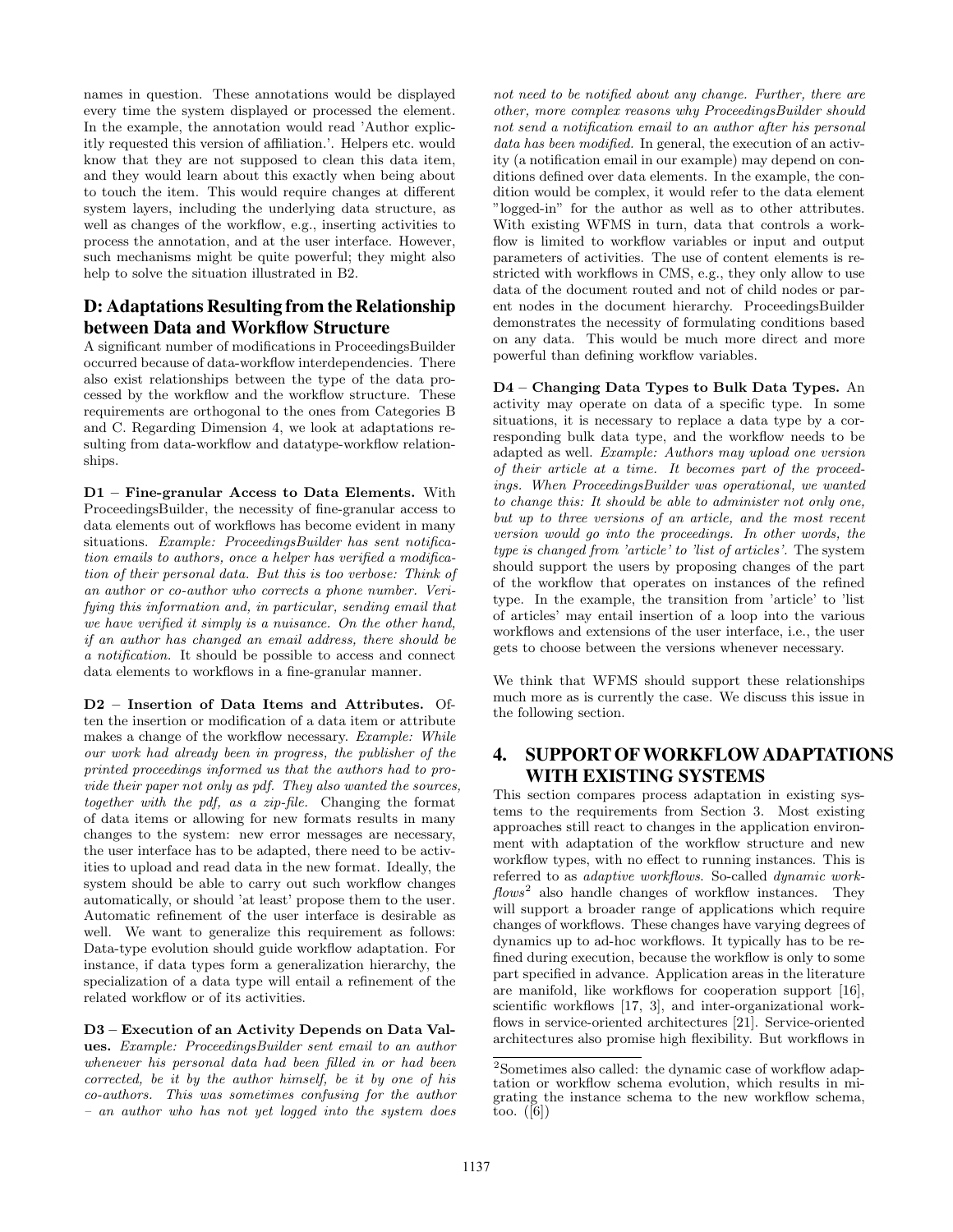names in question. These annotations would be displayed every time the system displayed or processed the element. In the example, the annotation would read 'Author explicitly requested this version of affiliation.'. Helpers etc. would know that they are not supposed to clean this data item, and they would learn about this exactly when being about to touch the item. This would require changes at different system layers, including the underlying data structure, as well as changes of the workflow, e.g., inserting activities to process the annotation, and at the user interface. However, such mechanisms might be quite powerful; they might also help to solve the situation illustrated in B2.

## D: Adaptations Resulting from the Relationship between Data and Workflow Structure

A significant number of modifications in ProceedingsBuilder occurred because of data-workflow interdependencies. There also exist relationships between the type of the data processed by the workflow and the workflow structure. These requirements are orthogonal to the ones from Categories B and C. Regarding Dimension 4, we look at adaptations resulting from data-workflow and datatype-workflow relationships.

**D1 – Fine-granular Access to Data Elements.** With ProceedingsBuilder, the necessity of fine-granular access to data elements out of workflows has become evident in many situations. *Example: ProceedingsBuilder has sent notification emails to authors, once a helper has verified a modification of their personal data. But this is too verbose: Think of an author or co-author who corrects a phone number. Verifying this information and, in particular, sending email that we have verified it simply is a nuisance. On the other hand, if an author has changed an email address, there should be a notification.* It should be possible to access and connect data elements to workflows in a fine-granular manner.

**D2 – Insertion of Data Items and Attributes.** Often the insertion or modification of a data item or attribute makes a change of the workflow necessary. *Example: While our work had already been in progress, the publisher of the printed proceedings informed us that the authors had to provide their paper not only as pdf. They also wanted the sources, together with the pdf, as a zip-file.* Changing the format of data items or allowing for new formats results in many changes to the system: new error messages are necessary, the user interface has to be adapted, there need to be activities to upload and read data in the new format. Ideally, the system should be able to carry out such workflow changes automatically, or should 'at least' propose them to the user. Automatic refinement of the user interface is desirable as well. We want to generalize this requirement as follows: Data-type evolution should guide workflow adaptation. For instance, if data types form a generalization hierarchy, the specialization of a data type will entail a refinement of the related workflow or of its activities.

**D3 – Execution of an Activity Depends on Data Values.** *Example: ProceedingsBuilder sent email to an author whenever his personal data had been filled in or had been corrected, be it by the author himself, be it by one of his co-authors. This was sometimes confusing for the author – an author who has not yet logged into the system does not need to be notified about any change. Further, there are other, more complex reasons why ProceedingsBuilder should not send a notification email to an author after his personal data has been modified.* In general, the execution of an activity (a notification email in our example) may depend on conditions defined over data elements. In the example, the condition would be complex, it would refer to the data element "logged-in" for the author as well as to other attributes. With existing WFMS in turn, data that controls a workflow is limited to workflow variables or input and output parameters of activities. The use of content elements is restricted with workflows in CMS, e.g., they only allow to use data of the document routed and not of child nodes or parent nodes in the document hierarchy. ProceedingsBuilder demonstrates the necessity of formulating conditions based on any data. This would be much more direct and more powerful than defining workflow variables.

**D4 – Changing Data Types to Bulk Data Types.** An activity may operate on data of a specific type. In some situations, it is necessary to replace a data type by a corresponding bulk data type, and the workflow needs to be adapted as well. *Example: Authors may upload one version of their article at a time. It becomes part of the proceedings. When ProceedingsBuilder was operational, we wanted to change this: It should be able to administer not only one, but up to three versions of an article, and the most recent version would go into the proceedings. In other words, the type is changed from 'article' to 'list of articles'.* The system should support the users by proposing changes of the part of the workflow that operates on instances of the refined type. In the example, the transition from 'article' to 'list of articles' may entail insertion of a loop into the various workflows and extensions of the user interface, i.e., the user gets to choose between the versions whenever necessary.

We think that WFMS should support these relationships much more as is currently the case. We discuss this issue in the following section.

# 4. SUPPORT OF WORKFLOW ADAPTATIONS WITH EXISTING SYSTEMS

This section compares process adaptation in existing systems to the requirements from Section 3. Most existing approaches still react to changes in the application environment with adaptation of the workflow structure and new workflow types, with no effect to running instances. This is referred to as *adaptive workflows*. So-called *dynamic workflows*[2] also handle changes of workflow instances. They will support a broader range of applications which require changes of workflows. These changes have varying degrees of dynamics up to ad-hoc workflows. It typically has to be refined during execution, because the workflow is only to some part specified in advance. Application areas in the literature are manifold, like workflows for cooperation support [16], scientific workflows [17, 3], and inter-organizational workflows in service-oriented architectures [21]. Service-oriented architectures also promise high flexibility. But workflows in

[2] Sometimes also called: the dynamic case of workflow adaptation or workflow schema evolution, which results in migrating the instance schema to the new workflow schema, too. ([6])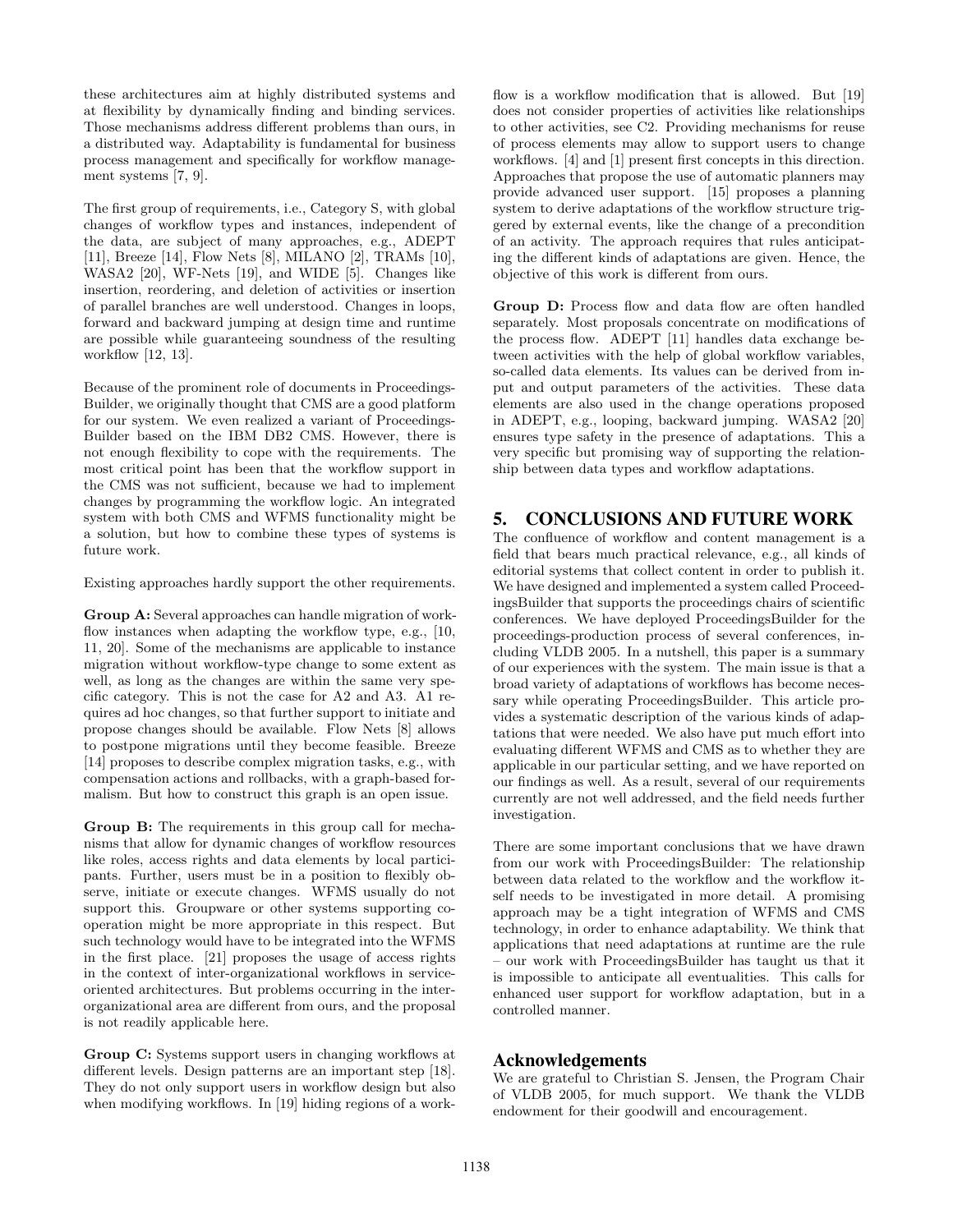these architectures aim at highly distributed systems and at flexibility by dynamically finding and binding services. Those mechanisms address different problems than ours, in a distributed way. Adaptability is fundamental for business process management and specifically for workflow management systems [7, 9].

The first group of requirements, i.e., Category S, with global changes of workflow types and instances, independent of the data, are subject of many approaches, e.g., ADEPT [11], Breeze [14], Flow Nets [8], MILANO [2], TRAMs [10], WASA2 [20], WF-Nets [19], and WIDE [5]. Changes like insertion, reordering, and deletion of activities or insertion of parallel branches are well understood. Changes in loops, forward and backward jumping at design time and runtime are possible while guaranteeing soundness of the resulting workflow [12, 13].

Because of the prominent role of documents in ProceedingsBuilder, we originally thought that CMS are a good platform for our system. We even realized a variant of ProceedingsBuilder based on the IBM DB2 CMS. However, there is not enough flexibility to cope with the requirements. The most critical point has been that the workflow support in the CMS was not sufficient, because we had to implement changes by programming the workflow logic. An integrated system with both CMS and WFMS functionality might be a solution, but how to combine these types of systems is future work.

Existing approaches hardly support the other requirements.

**Group A:** Several approaches can handle migration of workflow instances when adapting the workflow type, e.g., [10, 11, 20]. Some of the mechanisms are applicable to instance migration without workflow-type change to some extent as well, as long as the changes are within the same very specific category. This is not the case for A2 and A3. A1 requires ad hoc changes, so that further support to initiate and propose changes should be available. Flow Nets [8] allows to postpone migrations until they become feasible. Breeze [14] proposes to describe complex migration tasks, e.g., with compensation actions and rollbacks, with a graph-based formalism. But how to construct this graph is an open issue.

**Group B:** The requirements in this group call for mechanisms that allow for dynamic changes of workflow resources like roles, access rights and data elements by local participants. Further, users must be in a position to flexibly observe, initiate or execute changes. WFMS usually do not support this. Groupware or other systems supporting cooperation might be more appropriate in this respect. But such technology would have to be integrated into the WFMS in the first place. [21] proposes the usage of access rights in the context of inter-organizational workflows in service-oriented architectures. But problems occurring in the inter-organizational area are different from ours, and the proposal is not readily applicable here.

**Group C:** Systems support users in changing workflows at different levels. Design patterns are an important step [18]. They do not only support users in workflow design but also when modifying workflows. In [19] hiding regions of a workflow is a workflow modification that is allowed. But [19] does not consider properties of activities like relationships to other activities, see C2. Providing mechanisms for reuse of process elements may allow to support users to change workflows. [4] and [1] present first concepts in this direction. Approaches that propose the use of automatic planners may provide advanced user support. [15] proposes a planning system to derive adaptations of the workflow structure triggered by external events, like the change of a precondition of an activity. The approach requires that rules anticipating the different kinds of adaptations are given. Hence, the objective of this work is different from ours.

**Group D:** Process flow and data flow are often handled separately. Most proposals concentrate on modifications of the process flow. ADEPT [11] handles data exchange between activities with the help of global workflow variables, so-called data elements. Its values can be derived from input and output parameters of the activities. These data elements are also used in the change operations proposed in ADEPT, e.g., looping, backward jumping. WASA2 [20] ensures type safety in the presence of adaptations. This a very specific but promising way of supporting the relationship between data types and workflow adaptations.

## 5. CONCLUSIONS AND FUTURE WORK

The confluence of workflow and content management is a field that bears much practical relevance, e.g., all kinds of editorial systems that collect content in order to publish it. We have designed and implemented a system called ProceedingsBuilder that supports the proceedings chairs of scientific conferences. We have deployed ProceedingsBuilder for the proceedings-production process of several conferences, including VLDB 2005. In a nutshell, this paper is a summary of our experiences with the system. The main issue is that a broad variety of adaptations of workflows has become necessary while operating ProceedingsBuilder. This article provides a systematic description of the various kinds of adaptations that were needed. We also have put much effort into evaluating different WFMS and CMS as to whether they are applicable in our particular setting, and we have reported on our findings as well. As a result, several of our requirements currently are not well addressed, and the field needs further investigation.

There are some important conclusions that we have drawn from our work with ProceedingsBuilder: The relationship between data related to the workflow and the workflow itself needs to be investigated in more detail. A promising approach may be a tight integration of WFMS and CMS technology, in order to enhance adaptability. We think that applications that need adaptations at runtime are the rule – our work with ProceedingsBuilder has taught us that it is impossible to anticipate all eventualities. This calls for enhanced user support for workflow adaptation, but in a controlled manner.

## Acknowledgements

We are grateful to Christian S. Jensen, the Program Chair of VLDB 2005, for much support. We thank the VLDB endowment for their goodwill and encouragement.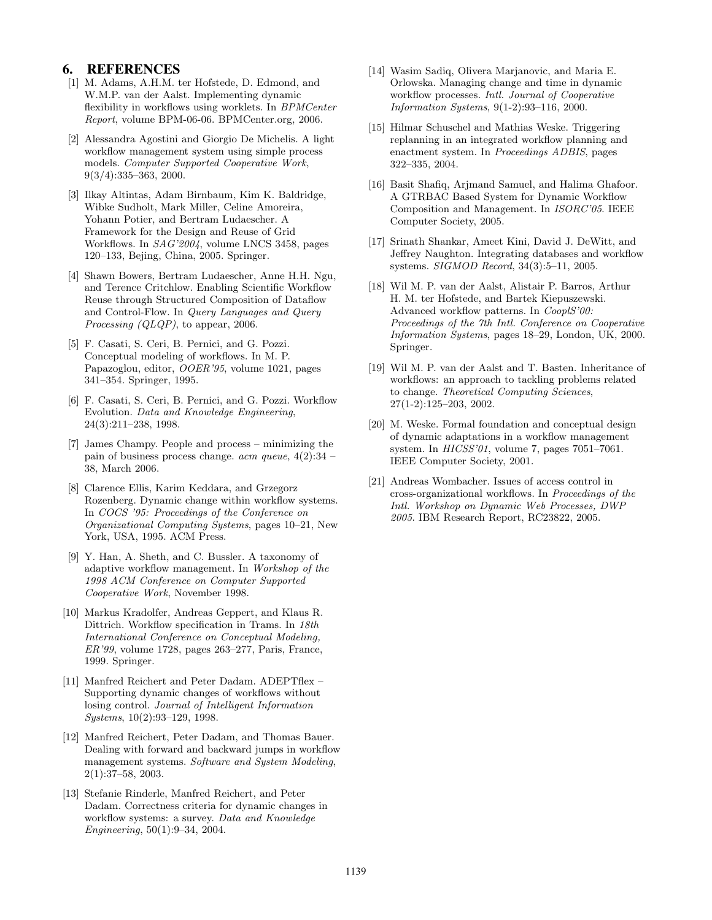# 6. REFERENCES

[1] M. Adams, A.H.M. ter Hofstede, D. Edmond, and W.M.P. van der Aalst. Implementing dynamic flexibility in workflows using worklets. In *BPMCenter Report*, volume BPM-06-06. BPMCenter.org, 2006.

[2] Alessandra Agostini and Giorgio De Michelis. A light workflow management system using simple process models. *Computer Supported Cooperative Work*, 9(3/4):335–363, 2000.

[3] Ilkay Altintas, Adam Birnbaum, Kim K. Baldridge, Wibke Sudholt, Mark Miller, Celine Amoreira, Yohann Potier, and Bertram Ludaescher. A Framework for the Design and Reuse of Grid Workflows. In *SAG'2004*, volume LNCS 3458, pages 120–133, Bejing, China, 2005. Springer.

[4] Shawn Bowers, Bertram Ludaescher, Anne H.H. Ngu, and Terence Critchlow. Enabling Scientific Workflow Reuse through Structured Composition of Dataflow and Control-Flow. In *Query Languages and Query Processing (QLQP)*, to appear, 2006.

[5] F. Casati, S. Ceri, B. Pernici, and G. Pozzi. Conceptual modeling of workflows. In M. P. Papazoglou, editor, *OOER'95*, volume 1021, pages 341–354. Springer, 1995.

[6] F. Casati, S. Ceri, B. Pernici, and G. Pozzi. Workflow Evolution. *Data and Knowledge Engineering*, 24(3):211–238, 1998.

[7] James Champy. People and process – minimizing the pain of business process change. *acm queue*, 4(2):34 – 38, March 2006.

[8] Clarence Ellis, Karim Keddara, and Grzegorz Rozenberg. Dynamic change within workflow systems. In *COCS '95: Proceedings of the Conference on Organizational Computing Systems*, pages 10–21, New York, USA, 1995. ACM Press.

[9] Y. Han, A. Sheth, and C. Bussler. A taxonomy of adaptive workflow management. In *Workshop of the 1998 ACM Conference on Computer Supported Cooperative Work*, November 1998.

[10] Markus Kradolfer, Andreas Geppert, and Klaus R. Dittrich. Workflow specification in Trams. In *18th International Conference on Conceptual Modeling, ER'99*, volume 1728, pages 263–277, Paris, France, 1999. Springer.

[11] Manfred Reichert and Peter Dadam. ADEPTflex – Supporting dynamic changes of workflows without losing control. *Journal of Intelligent Information Systems*, 10(2):93–129, 1998.

[12] Manfred Reichert, Peter Dadam, and Thomas Bauer. Dealing with forward and backward jumps in workflow management systems. *Software and System Modeling*, 2(1):37–58, 2003.

[13] Stefanie Rinderle, Manfred Reichert, and Peter Dadam. Correctness criteria for dynamic changes in workflow systems: a survey. *Data and Knowledge Engineering*, 50(1):9–34, 2004.

[14] Wasim Sadiq, Olivera Marjanovic, and Maria E. Orlowska. Managing change and time in dynamic workflow processes. *Intl. Journal of Cooperative Information Systems*, 9(1-2):93–116, 2000.

[15] Hilmar Schuschel and Mathias Weske. Triggering replanning in an integrated workflow planning and enactment system. In *Proceedings ADBIS*, pages 322–335, 2004.

[16] Basit Shafiq, Arjmand Samuel, and Halima Ghafoor. A GTRBAC Based System for Dynamic Workflow Composition and Management. In *ISORC'05*. IEEE Computer Society, 2005.

[17] Srinath Shankar, Ameet Kini, David J. DeWitt, and Jeffrey Naughton. Integrating databases and workflow systems. *SIGMOD Record*, 34(3):5–11, 2005.

[18] Wil M. P. van der Aalst, Alistair P. Barros, Arthur H. M. ter Hofstede, and Bartek Kiepuszewski. Advanced workflow patterns. In *CoopIS'00: Proceedings of the 7th Intl. Conference on Cooperative Information Systems*, pages 18–29, London, UK, 2000. Springer.

[19] Wil M. P. van der Aalst and T. Basten. Inheritance of workflows: an approach to tackling problems related to change. *Theoretical Computing Sciences*, 27(1-2):125–203, 2002.

[20] M. Weske. Formal foundation and conceptual design of dynamic adaptations in a workflow management system. In *HICSS'01*, volume 7, pages 7051–7061. IEEE Computer Society, 2001.

[21] Andreas Wombacher. Issues of access control in cross-organizational workflows. In *Proceedings of the Intl. Workshop on Dynamic Web Processes, DWP 2005*. IBM Research Report, RC23822, 2005.